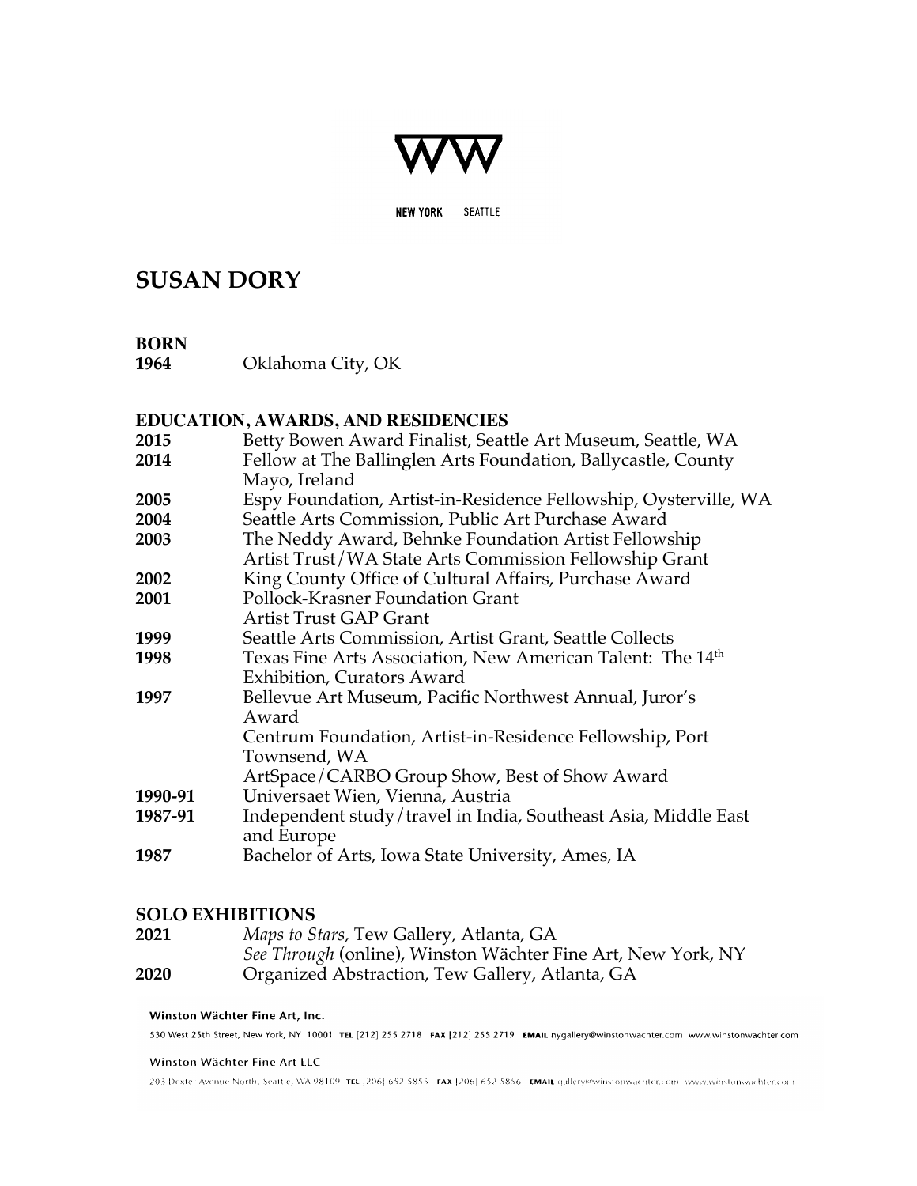# SUSAN DORY

## BORN

**1964** Oklahoma City, OK

## EDUCATION, AWARDS, AND RESIDENCIES

**2015** Betty Bowen Award Finalist, Seattle Art Museum, Seattle, WA

**2014** Fellow at The Ballinglen Arts Foundation, Ballycastle, County Mayo, Ireland

**2005** Espy Foundation, Artist-in-Residence Fellowship, Oysterville, WA

**2004** Seattle Arts Commission, Public Art Purchase Award

**2003** The Neddy Award, Behnke Foundation Artist Fellowship
Artist Trust/WA State Arts Commission Fellowship Grant

**2002** King County Office of Cultural Affairs, Purchase Award

**2001** Pollock-Krasner Foundation Grant
Artist Trust GAP Grant

**1999** Seattle Arts Commission, Artist Grant, Seattle Collects

**1998** Texas Fine Arts Association, New American Talent: The 14th Exhibition, Curators Award

**1997** Bellevue Art Museum, Pacific Northwest Annual, Juror's Award
Centrum Foundation, Artist-in-Residence Fellowship, Port Townsend, WA
ArtSpace/CARBO Group Show, Best of Show Award

**1990-91** Universaet Wien, Vienna, Austria

**1987-91** Independent study/travel in India, Southeast Asia, Middle East and Europe

**1987** Bachelor of Arts, Iowa State University, Ames, IA

## SOLO EXHIBITIONS

**2021** *Maps to Stars*, Tew Gallery, Atlanta, GA
*See Through* (online), Winston Wächter Fine Art, New York, NY

**2020** Organized Abstraction, Tew Gallery, Atlanta, GA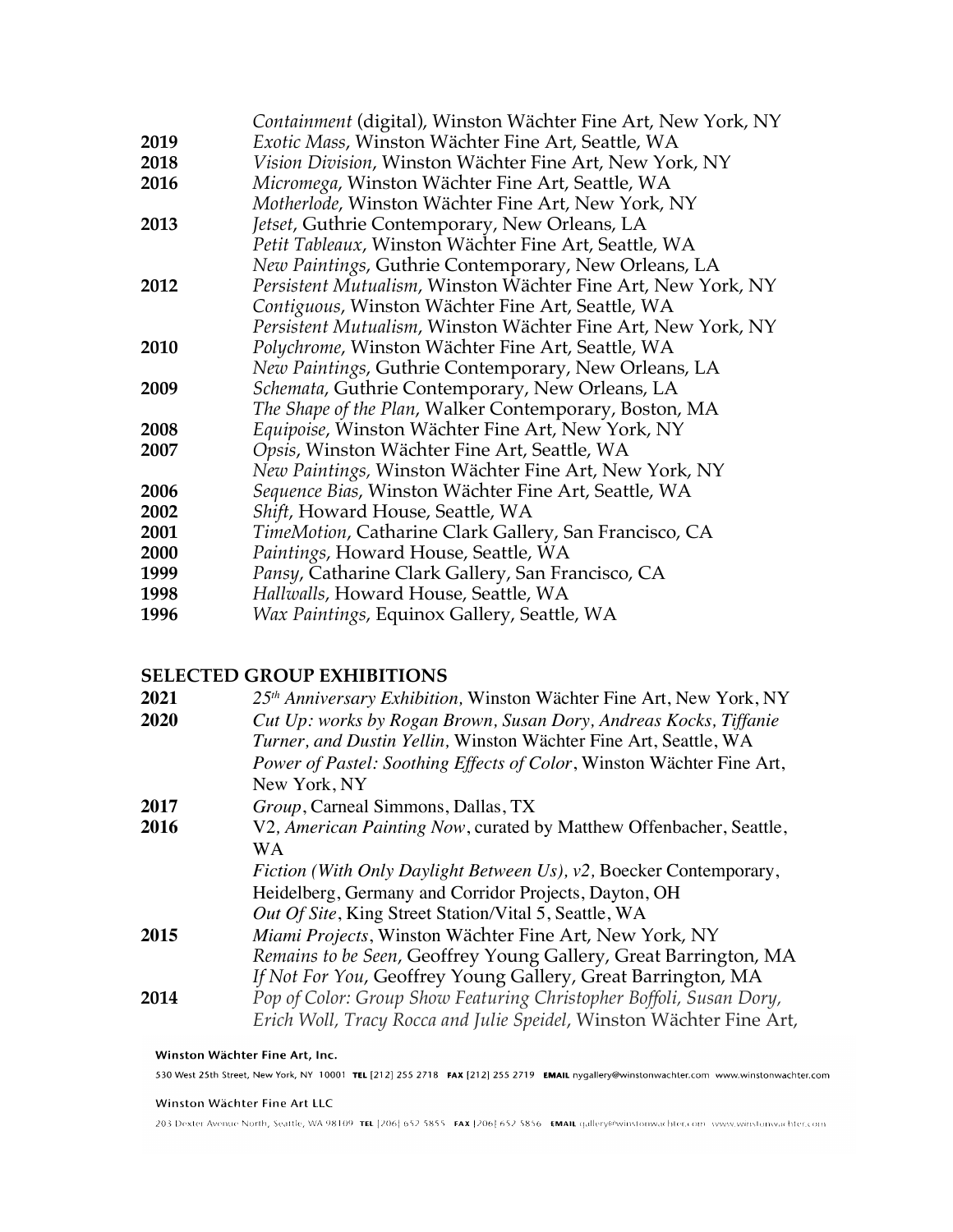| | |
|---|---|
| | *Containment* (digital), Winston Wächter Fine Art, New York, NY |
| **2019** | *Exotic Mass*, Winston Wächter Fine Art, Seattle, WA |
| **2018** | *Vision Division*, Winston Wächter Fine Art, New York, NY |
| **2016** | *Micromega*, Winston Wächter Fine Art, Seattle, WA |
| | *Motherlode*, Winston Wächter Fine Art, New York, NY |
| **2013** | *Jetset*, Guthrie Contemporary, New Orleans, LA |
| | *Petit Tableaux*, Winston Wächter Fine Art, Seattle, WA |
| | *New Paintings*, Guthrie Contemporary, New Orleans, LA |
| **2012** | *Persistent Mutualism*, Winston Wächter Fine Art, New York, NY |
| | *Contiguous*, Winston Wächter Fine Art, Seattle, WA |
| | *Persistent Mutualism*, Winston Wächter Fine Art, New York, NY |
| **2010** | *Polychrome*, Winston Wächter Fine Art, Seattle, WA |
| | *New Paintings*, Guthrie Contemporary, New Orleans, LA |
| **2009** | *Schemata*, Guthrie Contemporary, New Orleans, LA |
| | *The Shape of the Plan*, Walker Contemporary, Boston, MA |
| **2008** | *Equipoise*, Winston Wächter Fine Art, New York, NY |
| **2007** | *Opsis*, Winston Wächter Fine Art, Seattle, WA |
| | *New Paintings*, Winston Wächter Fine Art, New York, NY |
| **2006** | *Sequence Bias*, Winston Wächter Fine Art, Seattle, WA |
| **2002** | *Shift*, Howard House, Seattle, WA |
| **2001** | *TimeMotion*, Catharine Clark Gallery, San Francisco, CA |
| **2000** | *Paintings*, Howard House, Seattle, WA |
| **1999** | *Pansy*, Catharine Clark Gallery, San Francisco, CA |
| **1998** | *Hallwalls*, Howard House, Seattle, WA |
| **1996** | *Wax Paintings*, Equinox Gallery, Seattle, WA |

## SELECTED GROUP EXHIBITIONS

| | |
|---|---|
| **2021** | *25th Anniversary Exhibition*, Winston Wächter Fine Art, New York, NY |
| **2020** | *Cut Up: works by Rogan Brown, Susan Dory, Andreas Kocks, Tiffanie Turner, and Dustin Yellin*, Winston Wächter Fine Art, Seattle, WA |
| | *Power of Pastel: Soothing Effects of Color*, Winston Wächter Fine Art, New York, NY |
| **2017** | *Group*, Carneal Simmons, Dallas, TX |
| **2016** | V2, *American Painting Now*, curated by Matthew Offenbacher, Seattle, WA |
| | *Fiction (With Only Daylight Between Us), v2*, Boecker Contemporary, Heidelberg, Germany and Corridor Projects, Dayton, OH |
| | *Out Of Site*, King Street Station/Vital 5, Seattle, WA |
| **2015** | *Miami Projects*, Winston Wächter Fine Art, New York, NY |
| | *Remains to be Seen*, Geoffrey Young Gallery, Great Barrington, MA |
| | *If Not For You*, Geoffrey Young Gallery, Great Barrington, MA |
| **2014** | *Pop of Color: Group Show Featuring Christopher Boffoli, Susan Dory, Erich Woll, Tracy Rocca and Julie Speidel*, Winston Wächter Fine Art, |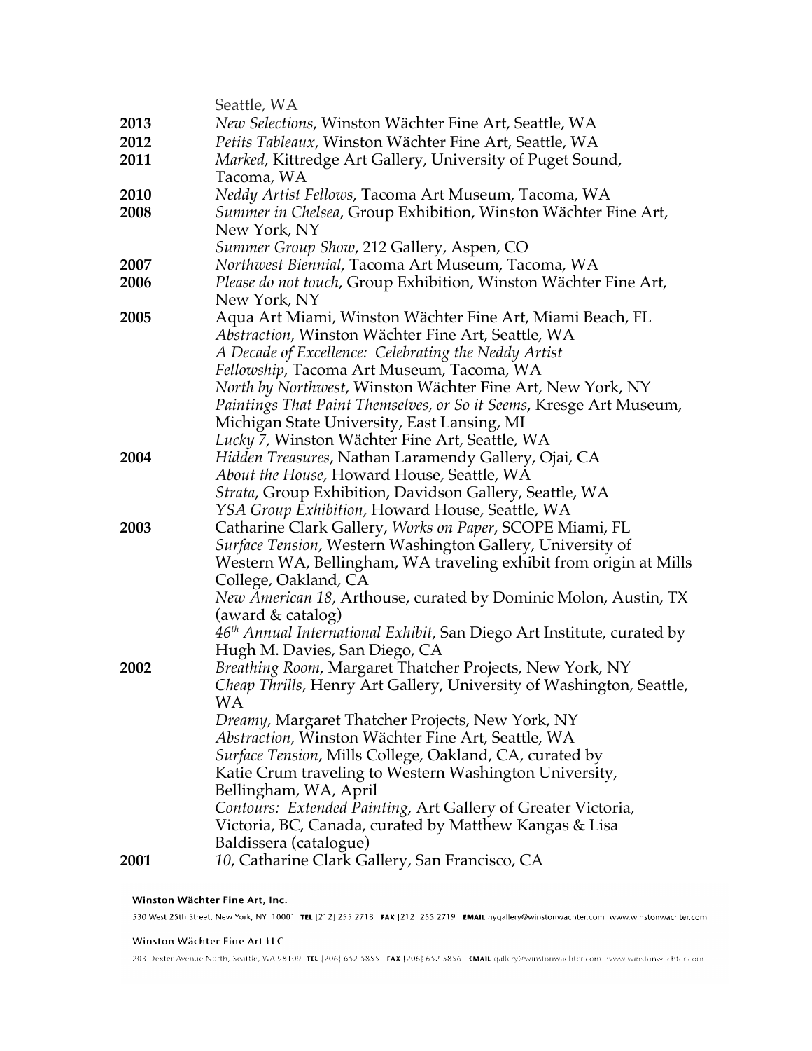Seattle, WA

**2013** *New Selections*, Winston Wächter Fine Art, Seattle, WA

**2012** *Petits Tableaux*, Winston Wächter Fine Art, Seattle, WA

**2011** *Marked*, Kittredge Art Gallery, University of Puget Sound, Tacoma, WA

**2010** *Neddy Artist Fellows*, Tacoma Art Museum, Tacoma, WA

**2008** *Summer in Chelsea*, Group Exhibition, Winston Wächter Fine Art, New York, NY
*Summer Group Show*, 212 Gallery, Aspen, CO

**2007** *Northwest Biennial*, Tacoma Art Museum, Tacoma, WA

**2006** *Please do not touch*, Group Exhibition, Winston Wächter Fine Art, New York, NY

**2005** Aqua Art Miami, Winston Wächter Fine Art, Miami Beach, FL
*Abstraction*, Winston Wächter Fine Art, Seattle, WA
*A Decade of Excellence: Celebrating the Neddy Artist Fellowship*, Tacoma Art Museum, Tacoma, WA
*North by Northwest*, Winston Wächter Fine Art, New York, NY
*Paintings That Paint Themselves, or So it Seems*, Kresge Art Museum, Michigan State University, East Lansing, MI
*Lucky 7*, Winston Wächter Fine Art, Seattle, WA

**2004** *Hidden Treasures*, Nathan Laramendy Gallery, Ojai, CA
*About the House*, Howard House, Seattle, WA
*Strata*, Group Exhibition, Davidson Gallery, Seattle, WA
*YSA Group Exhibition*, Howard House, Seattle, WA

**2003** Catharine Clark Gallery, *Works on Paper*, SCOPE Miami, FL
*Surface Tension*, Western Washington Gallery, University of Western WA, Bellingham, WA traveling exhibit from origin at Mills College, Oakland, CA
*New American 18*, Arthouse, curated by Dominic Molon, Austin, TX (award & catalog)
*46th Annual International Exhibit*, San Diego Art Institute, curated by Hugh M. Davies, San Diego, CA

**2002** *Breathing Room*, Margaret Thatcher Projects, New York, NY
*Cheap Thrills*, Henry Art Gallery, University of Washington, Seattle, WA
*Dreamy*, Margaret Thatcher Projects, New York, NY
*Abstraction*, Winston Wächter Fine Art, Seattle, WA
*Surface Tension*, Mills College, Oakland, CA, curated by Katie Crum traveling to Western Washington University, Bellingham, WA, April
*Contours: Extended Painting*, Art Gallery of Greater Victoria, Victoria, BC, Canada, curated by Matthew Kangas & Lisa Baldissera (catalogue)

**2001** *10*, Catharine Clark Gallery, San Francisco, CA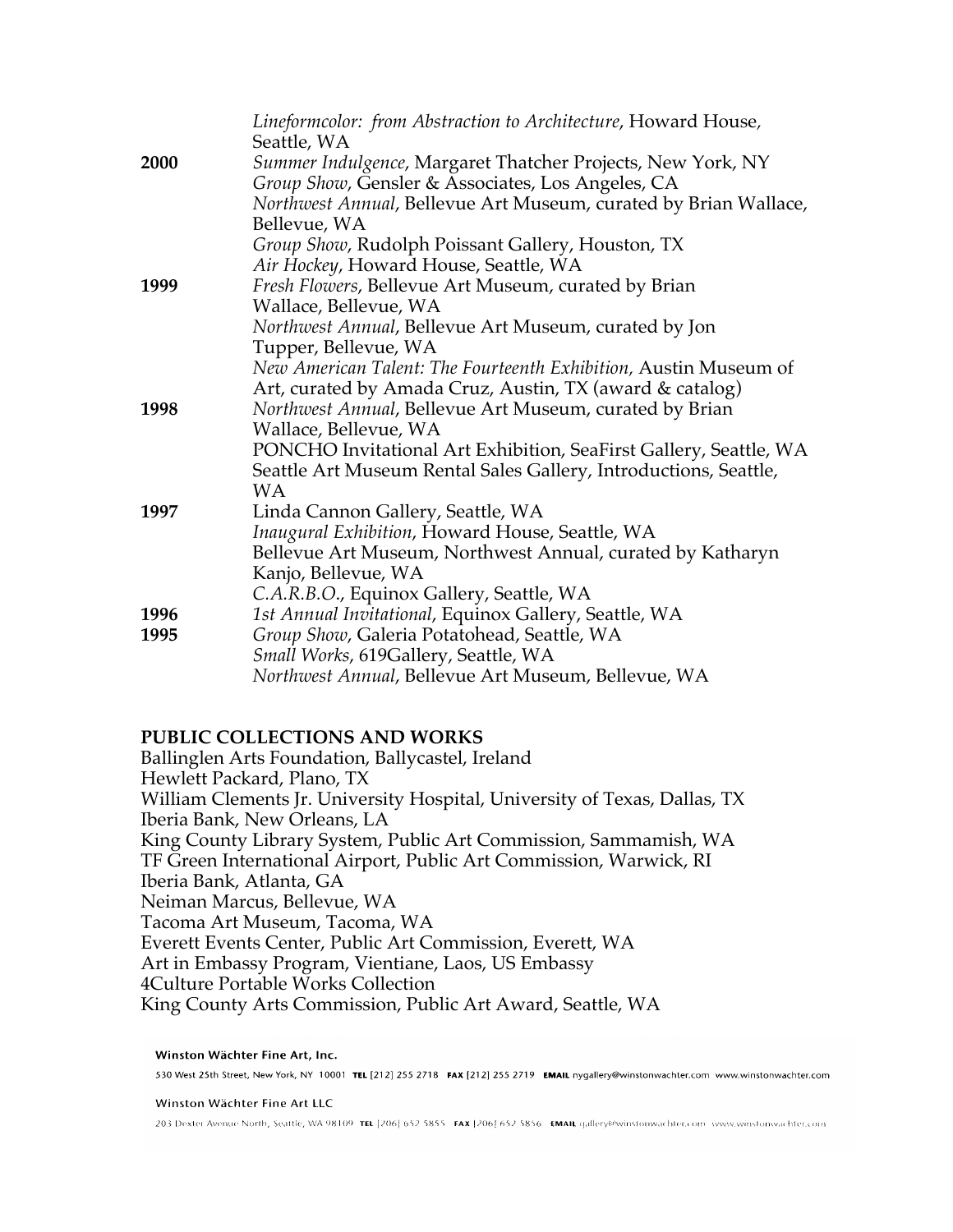*Lineformcolor: from Abstraction to Architecture*, Howard House, Seattle, WA

**2000**

*Summer Indulgence*, Margaret Thatcher Projects, New York, NY
*Group Show*, Gensler & Associates, Los Angeles, CA
*Northwest Annual*, Bellevue Art Museum, curated by Brian Wallace, Bellevue, WA
*Group Show*, Rudolph Poissant Gallery, Houston, TX
*Air Hockey*, Howard House, Seattle, WA

**1999**

*Fresh Flowers*, Bellevue Art Museum, curated by Brian Wallace, Bellevue, WA
*Northwest Annual*, Bellevue Art Museum, curated by Jon Tupper, Bellevue, WA
*New American Talent: The Fourteenth Exhibition,* Austin Museum of Art, curated by Amada Cruz, Austin, TX (award & catalog)

**1998**

*Northwest Annual*, Bellevue Art Museum, curated by Brian Wallace, Bellevue, WA
PONCHO Invitational Art Exhibition, SeaFirst Gallery, Seattle, WA
Seattle Art Museum Rental Sales Gallery, Introductions, Seattle, WA

**1997**

Linda Cannon Gallery, Seattle, WA
*Inaugural Exhibition*, Howard House, Seattle, WA
Bellevue Art Museum, Northwest Annual, curated by Katharyn Kanjo, Bellevue, WA
*C.A.R.B.O.*, Equinox Gallery, Seattle, WA

**1996**

*1st Annual Invitational*, Equinox Gallery, Seattle, WA

**1995**

*Group Show*, Galeria Potatohead, Seattle, WA
*Small Works*, 619Gallery, Seattle, WA
*Northwest Annual*, Bellevue Art Museum, Bellevue, WA

## PUBLIC COLLECTIONS AND WORKS

Ballinglen Arts Foundation, Ballycastel, Ireland
Hewlett Packard, Plano, TX
William Clements Jr. University Hospital, University of Texas, Dallas, TX
Iberia Bank, New Orleans, LA
King County Library System, Public Art Commission, Sammamish, WA
TF Green International Airport, Public Art Commission, Warwick, RI
Iberia Bank, Atlanta, GA
Neiman Marcus, Bellevue, WA
Tacoma Art Museum, Tacoma, WA
Everett Events Center, Public Art Commission, Everett, WA
Art in Embassy Program, Vientiane, Laos, US Embassy
4Culture Portable Works Collection
King County Arts Commission, Public Art Award, Seattle, WA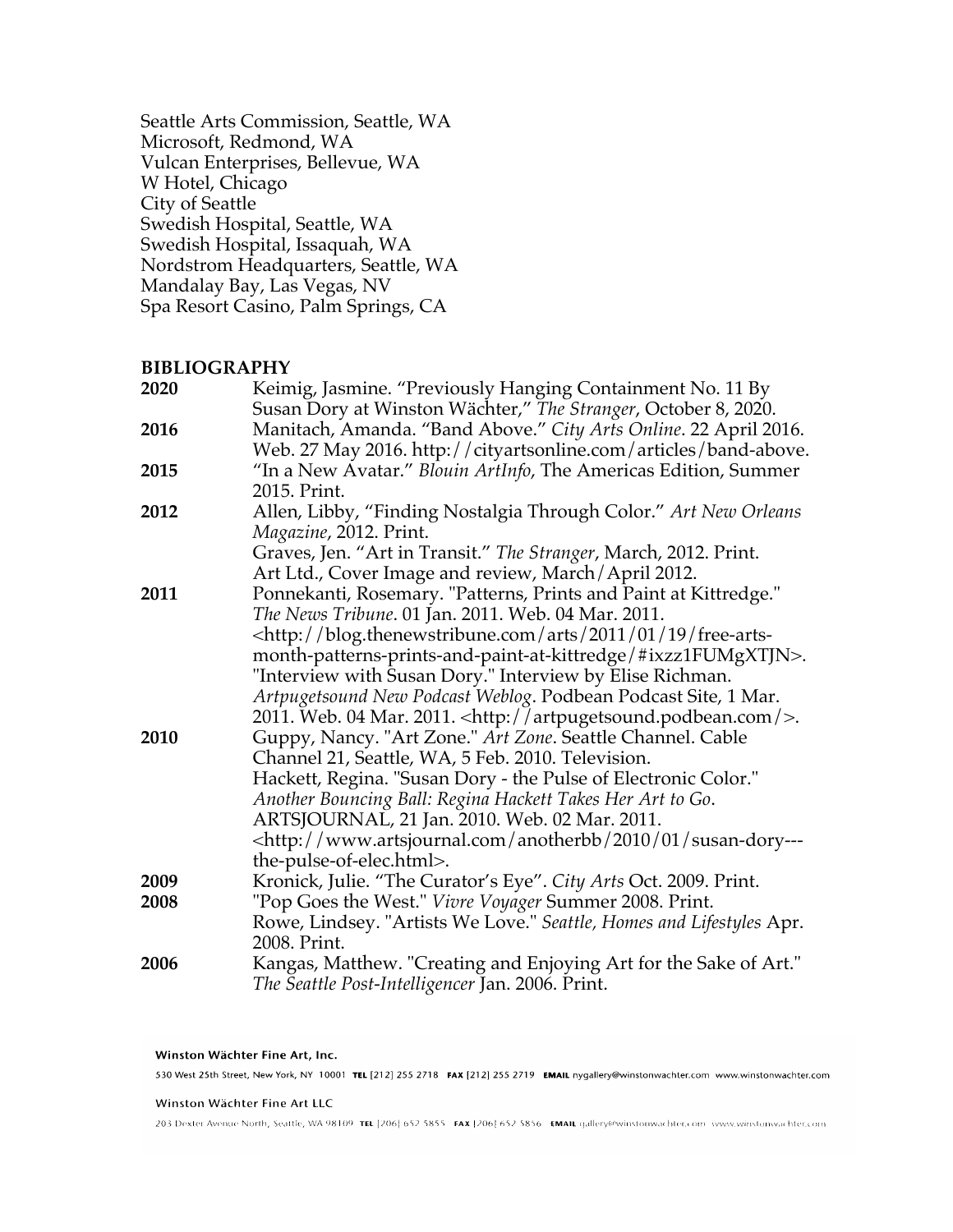Seattle Arts Commission, Seattle, WA
Microsoft, Redmond, WA
Vulcan Enterprises, Bellevue, WA
W Hotel, Chicago
City of Seattle
Swedish Hospital, Seattle, WA
Swedish Hospital, Issaquah, WA
Nordstrom Headquarters, Seattle, WA
Mandalay Bay, Las Vegas, NV
Spa Resort Casino, Palm Springs, CA

**BIBLIOGRAPHY**

**2020** Keimig, Jasmine. “Previously Hanging Containment No. 11 By Susan Dory at Winston Wächter,” *The Stranger*, October 8, 2020.

**2016** Manitach, Amanda. “Band Above.” *City Arts Online*. 22 April 2016. Web. 27 May 2016. http://cityartsonline.com/articles/band-above.

**2015** “In a New Avatar.” *Blouin ArtInfo*, The Americas Edition, Summer 2015. Print.

**2012** Allen, Libby, “Finding Nostalgia Through Color.” *Art New Orleans Magazine*, 2012. Print.
Graves, Jen. “Art in Transit.” *The Stranger*, March, 2012. Print.
Art Ltd., Cover Image and review, March/April 2012.

**2011** Ponnekanti, Rosemary. "Patterns, Prints and Paint at Kittredge." *The News Tribune*. 01 Jan. 2011. Web. 04 Mar. 2011. <http://blog.thenewstribune.com/arts/2011/01/19/free-arts-month-patterns-prints-and-paint-at-kittredge/#ixzz1FUMgXTJN>.
"Interview with Susan Dory." Interview by Elise Richman. *Artpugetsound New Podcast Weblog*. Podbean Podcast Site, 1 Mar. 2011. Web. 04 Mar. 2011. <http://artpugetsound.podbean.com/>.

**2010** Guppy, Nancy. "Art Zone." *Art Zone*. Seattle Channel. Cable Channel 21, Seattle, WA, 5 Feb. 2010. Television.
Hackett, Regina. "Susan Dory - the Pulse of Electronic Color." *Another Bouncing Ball: Regina Hackett Takes Her Art to Go*. ARTSJOURNAL, 21 Jan. 2010. Web. 02 Mar. 2011. <http://www.artsjournal.com/anotherbb/2010/01/susan-dory---the-pulse-of-elec.html>.

**2009** Kronick, Julie. “The Curator’s Eye”. *City Arts* Oct. 2009. Print.

**2008** "Pop Goes the West." *Vivre Voyager* Summer 2008. Print.
Rowe, Lindsey. "Artists We Love." *Seattle, Homes and Lifestyles* Apr. 2008. Print.

**2006** Kangas, Matthew. "Creating and Enjoying Art for the Sake of Art." *The Seattle Post-Intelligencer* Jan. 2006. Print.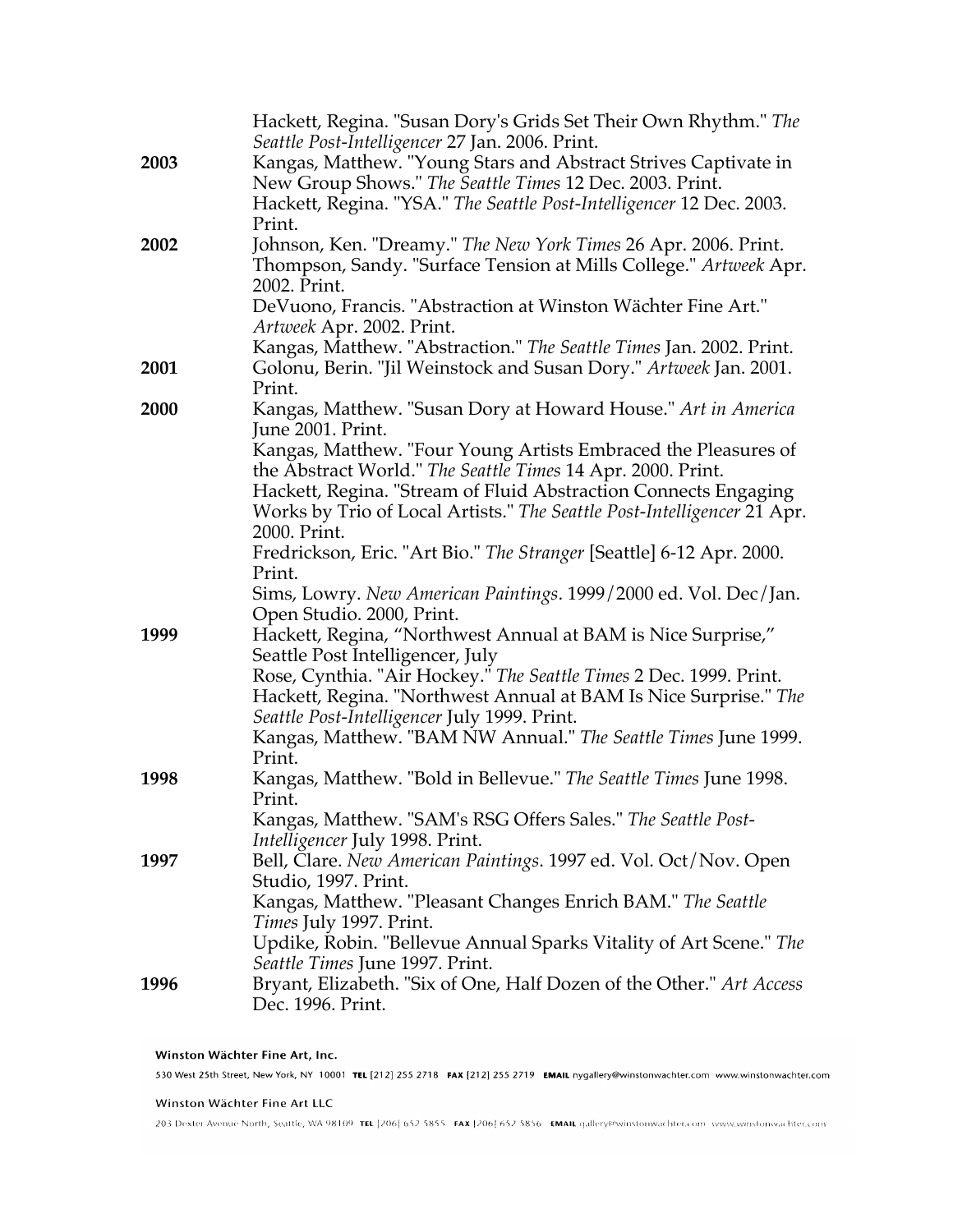Hackett, Regina. "Susan Dory's Grids Set Their Own Rhythm." *The Seattle Post-Intelligencer* 27 Jan. 2006. Print.

**2003**
Kangas, Matthew. "Young Stars and Abstract Strives Captivate in New Group Shows." *The Seattle Times* 12 Dec. 2003. Print.
Hackett, Regina. "YSA." *The Seattle Post-Intelligencer* 12 Dec. 2003. Print.

**2002**
Johnson, Ken. "Dreamy." *The New York Times* 26 Apr. 2006. Print.
Thompson, Sandy. "Surface Tension at Mills College." *Artweek* Apr. 2002. Print.
DeVuono, Francis. "Abstraction at Winston Wächter Fine Art." *Artweek* Apr. 2002. Print.
Kangas, Matthew. "Abstraction." *The Seattle Times* Jan. 2002. Print.

**2001**
Golonu, Berin. "Jil Weinstock and Susan Dory." *Artweek* Jan. 2001. Print.

**2000**
Kangas, Matthew. "Susan Dory at Howard House." *Art in America* June 2001. Print.
Kangas, Matthew. "Four Young Artists Embraced the Pleasures of the Abstract World." *The Seattle Times* 14 Apr. 2000. Print.
Hackett, Regina. "Stream of Fluid Abstraction Connects Engaging Works by Trio of Local Artists." *The Seattle Post-Intelligencer* 21 Apr. 2000. Print.
Fredrickson, Eric. "Art Bio." *The Stranger* [Seattle] 6-12 Apr. 2000. Print.
Sims, Lowry. *New American Paintings*. 1999/2000 ed. Vol. Dec/Jan. Open Studio. 2000, Print.

**1999**
Hackett, Regina, "Northwest Annual at BAM is Nice Surprise," Seattle Post Intelligencer, July
Rose, Cynthia. "Air Hockey." *The Seattle Times* 2 Dec. 1999. Print.
Hackett, Regina. "Northwest Annual at BAM Is Nice Surprise." *The Seattle Post-Intelligencer* July 1999. Print.
Kangas, Matthew. "BAM NW Annual." *The Seattle Times* June 1999. Print.

**1998**
Kangas, Matthew. "Bold in Bellevue." *The Seattle Times* June 1998. Print.
Kangas, Matthew. "SAM's RSG Offers Sales." *The Seattle Post-Intelligencer* July 1998. Print.

**1997**
Bell, Clare. *New American Paintings*. 1997 ed. Vol. Oct/Nov. Open Studio, 1997. Print.
Kangas, Matthew. "Pleasant Changes Enrich BAM." *The Seattle Times* July 1997. Print.
Updike, Robin. "Bellevue Annual Sparks Vitality of Art Scene." *The Seattle Times* June 1997. Print.

**1996**
Bryant, Elizabeth. "Six of One, Half Dozen of the Other." *Art Access* Dec. 1996. Print.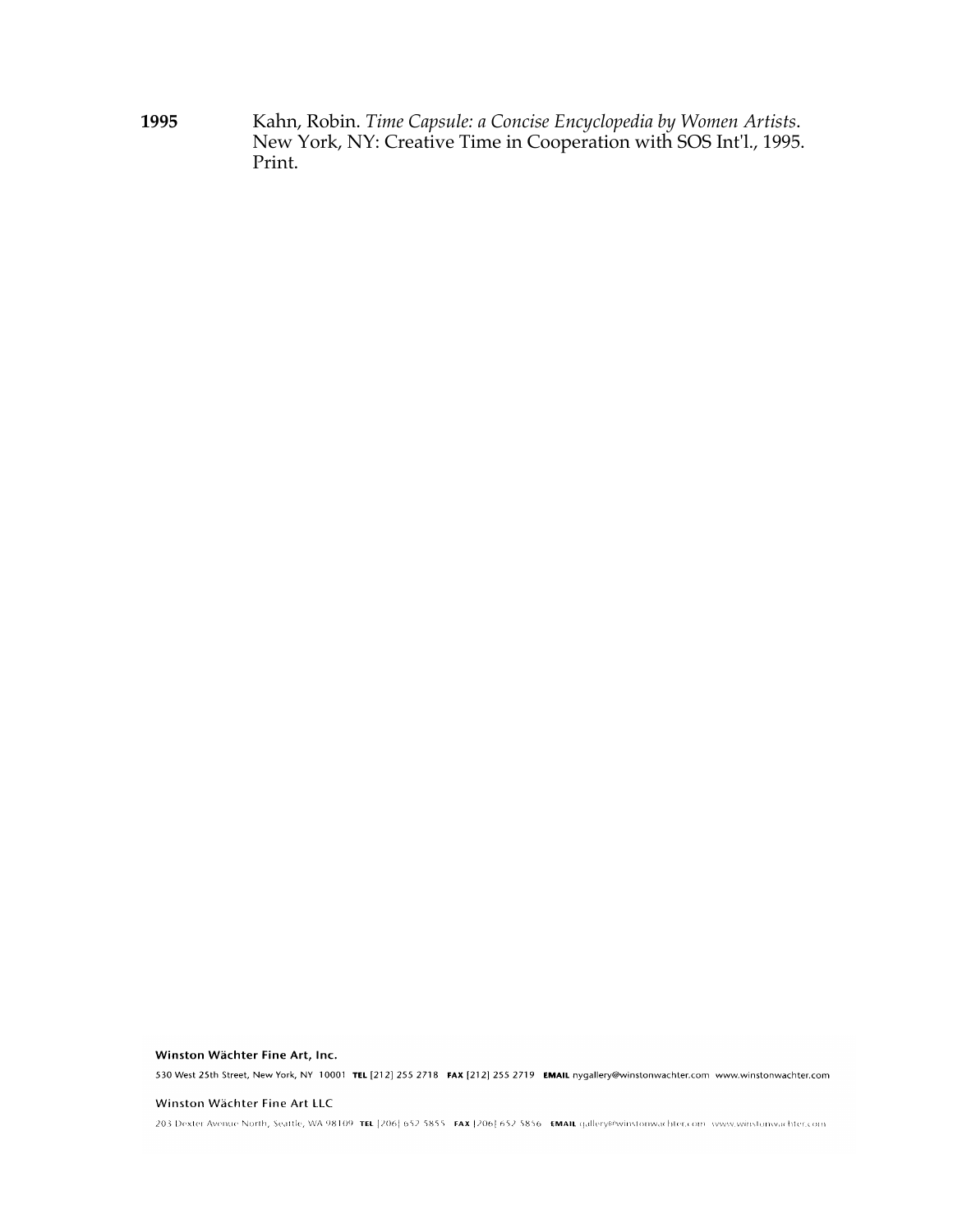**1995** Kahn, Robin. *Time Capsule: a Concise Encyclopedia by Women Artists*. New York, NY: Creative Time in Cooperation with SOS Int'l., 1995. Print.